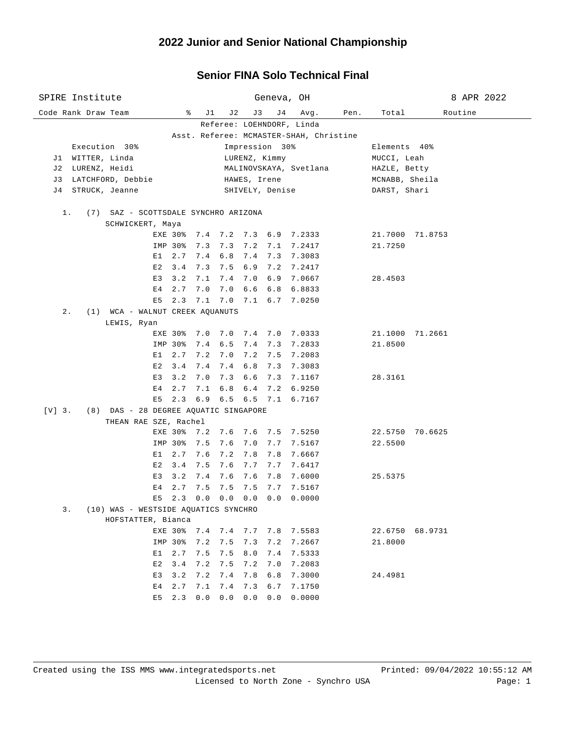# 2022 Junior and Senior National Championship

## Senior FINA Solo Technical Final

SPIRE Institute — Geneva, OH — 8 APR 2022

Referee: LOEHNDORF, Linda
Asst. Referee: MCMASTER-SHAH, Christine

| | Execution 30% | Impression 30% | Elements 40% |
|---|---|---|---|
| J1 | WITTER, Linda | LURENZ, Kimmy | MUCCI, Leah |
| J2 | LURENZ, Heidi | MALINOVSKAYA, Svetlana | HAZLE, Betty |
| J3 | LATCHFORD, Debbie | HAWES, Irene | MCNABB, Sheila |
| J4 | STRUCK, Jeanne | SHIVELY, Denise | DARST, Shari |

| Code | Rank | Draw | Team | % | J1 | J2 | J3 | J4 | Avg. | Pen. | Total | Routine |
|---|---|---|---|---|---|---|---|---|---|---|---|---|
| | 1. | (7) | SAZ - SCOTTSDALE SYNCHRO ARIZONA | | | | | | | | | |
| | | | SCHWICKERT, Maya | | | | | | | | | |
| | | | | EXE 30% | 7.4 | 7.2 | 7.3 | 6.9 | 7.2333 | | 21.7000 | 71.8753 |
| | | | | IMP 30% | 7.3 | 7.3 | 7.2 | 7.1 | 7.2417 | | 21.7250 | |
| | | | | E1 2.7 | 7.4 | 6.8 | 7.4 | 7.3 | 7.3083 | | | |
| | | | | E2 3.4 | 7.3 | 7.5 | 6.9 | 7.2 | 7.2417 | | | |
| | | | | E3 3.2 | 7.1 | 7.4 | 7.0 | 6.9 | 7.0667 | | 28.4503 | |
| | | | | E4 2.7 | 7.0 | 7.0 | 6.6 | 6.8 | 6.8833 | | | |
| | | | | E5 2.3 | 7.1 | 7.0 | 7.1 | 6.7 | 7.0250 | | | |
| | 2. | (1) | WCA - WALNUT CREEK AQUANUTS | | | | | | | | | |
| | | | LEWIS, Ryan | | | | | | | | | |
| | | | | EXE 30% | 7.0 | 7.0 | 7.4 | 7.0 | 7.0333 | | 21.1000 | 71.2661 |
| | | | | IMP 30% | 7.4 | 6.5 | 7.4 | 7.3 | 7.2833 | | 21.8500 | |
| | | | | E1 2.7 | 7.2 | 7.0 | 7.2 | 7.5 | 7.2083 | | | |
| | | | | E2 3.4 | 7.4 | 7.4 | 6.8 | 7.3 | 7.3083 | | | |
| | | | | E3 3.2 | 7.0 | 7.3 | 6.6 | 7.3 | 7.1167 | | 28.3161 | |
| | | | | E4 2.7 | 7.1 | 6.8 | 6.4 | 7.2 | 6.9250 | | | |
| | | | | E5 2.3 | 6.9 | 6.5 | 6.5 | 7.1 | 6.7167 | | | |
| [V] | 3. | (8) | DAS - 28 DEGREE AQUATIC SINGAPORE | | | | | | | | | |
| | | | THEAN RAE SZE, Rachel | | | | | | | | | |
| | | | | EXE 30% | 7.2 | 7.6 | 7.6 | 7.5 | 7.5250 | | 22.5750 | 70.6625 |
| | | | | IMP 30% | 7.5 | 7.6 | 7.0 | 7.7 | 7.5167 | | 22.5500 | |
| | | | | E1 2.7 | 7.6 | 7.2 | 7.8 | 7.8 | 7.6667 | | | |
| | | | | E2 3.4 | 7.5 | 7.6 | 7.7 | 7.7 | 7.6417 | | | |
| | | | | E3 3.2 | 7.4 | 7.6 | 7.6 | 7.8 | 7.6000 | | 25.5375 | |
| | | | | E4 2.7 | 7.5 | 7.5 | 7.5 | 7.7 | 7.5167 | | | |
| | | | | E5 2.3 | 0.0 | 0.0 | 0.0 | 0.0 | 0.0000 | | | |
| | 3. | (10) | WAS - WESTSIDE AQUATICS SYNCHRO | | | | | | | | | |
| | | | HOFSTATTER, Bianca | | | | | | | | | |
| | | | | EXE 30% | 7.4 | 7.4 | 7.7 | 7.8 | 7.5583 | | 22.6750 | 68.9731 |
| | | | | IMP 30% | 7.2 | 7.5 | 7.3 | 7.2 | 7.2667 | | 21.8000 | |
| | | | | E1 2.7 | 7.5 | 7.5 | 8.0 | 7.4 | 7.5333 | | | |
| | | | | E2 3.4 | 7.2 | 7.5 | 7.2 | 7.0 | 7.2083 | | | |
| | | | | E3 3.2 | 7.2 | 7.4 | 7.8 | 6.8 | 7.3000 | | 24.4981 | |
| | | | | E4 2.7 | 7.1 | 7.4 | 7.3 | 6.7 | 7.1750 | | | |
| | | | | E5 2.3 | 0.0 | 0.0 | 0.0 | 0.0 | 0.0000 | | | |

Created using the ISS MMS www.integratedsports.net — Printed: 09/04/2022 10:55:12 AM
Licensed to North Zone - Synchro USA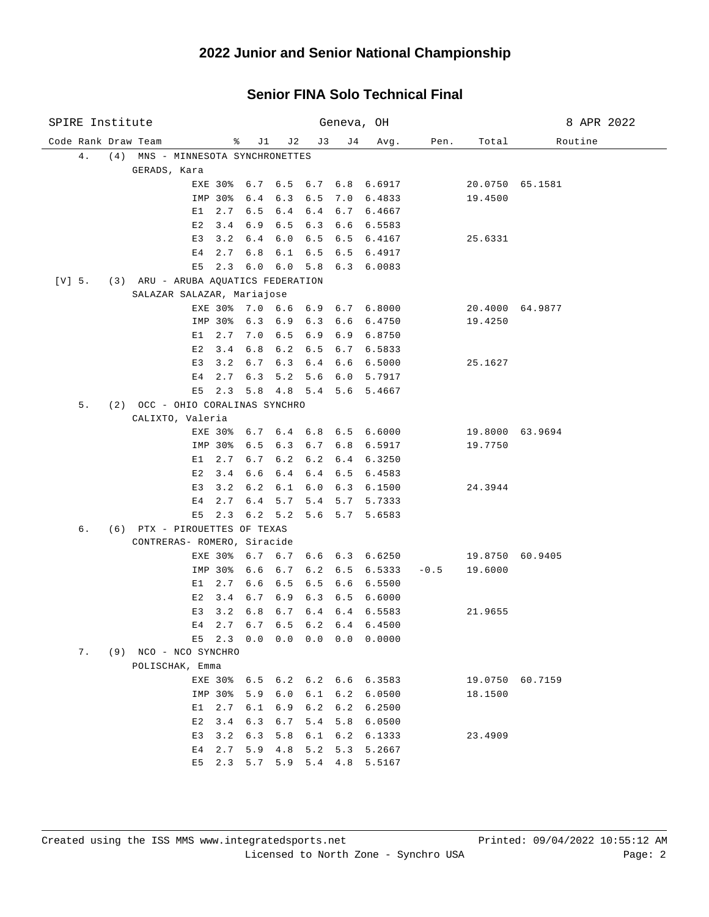## 2022 Junior and Senior National Championship

### Senior FINA Solo Technical Final

SPIRE Institute | Geneva, OH | 8 APR 2022

| Code | Rank | Draw | Team | % | J1 | J2 | J3 | J4 | Avg. | Pen. | Total | Routine |
|---|---|---|---|---|---|---|---|---|---|---|---|---|
| | 4. | (4) | MNS - MINNESOTA SYNCHRONETTES | | | | | | | | | |
| | | | GERADS, Kara | | | | | | | | | |
| | | | EXE | 30% | 6.7 | 6.5 | 6.7 | 6.8 | 6.6917 | | 20.0750 | 65.1581 |
| | | | IMP | 30% | 6.4 | 6.3 | 6.5 | 7.0 | 6.4833 | | 19.4500 | |
| | | | E1 | 2.7 | 6.5 | 6.4 | 6.4 | 6.7 | 6.4667 | | | |
| | | | E2 | 3.4 | 6.9 | 6.5 | 6.3 | 6.6 | 6.5583 | | | |
| | | | E3 | 3.2 | 6.4 | 6.0 | 6.5 | 6.5 | 6.4167 | | 25.6331 | |
| | | | E4 | 2.7 | 6.8 | 6.1 | 6.5 | 6.5 | 6.4917 | | | |
| | | | E5 | 2.3 | 6.0 | 6.0 | 5.8 | 6.3 | 6.0083 | | | |
| [V] | 5. | (3) | ARU - ARUBA AQUATICS FEDERATION | | | | | | | | | |
| | | | SALAZAR SALAZAR, Mariajose | | | | | | | | | |
| | | | EXE | 30% | 7.0 | 6.6 | 6.9 | 6.7 | 6.8000 | | 20.4000 | 64.9877 |
| | | | IMP | 30% | 6.3 | 6.9 | 6.3 | 6.6 | 6.4750 | | 19.4250 | |
| | | | E1 | 2.7 | 7.0 | 6.5 | 6.9 | 6.9 | 6.8750 | | | |
| | | | E2 | 3.4 | 6.8 | 6.2 | 6.5 | 6.7 | 6.5833 | | | |
| | | | E3 | 3.2 | 6.7 | 6.3 | 6.4 | 6.6 | 6.5000 | | 25.1627 | |
| | | | E4 | 2.7 | 6.3 | 5.2 | 5.6 | 6.0 | 5.7917 | | | |
| | | | E5 | 2.3 | 5.8 | 4.8 | 5.4 | 5.6 | 5.4667 | | | |
| | 5. | (2) | OCC - OHIO CORALINAS SYNCHRO | | | | | | | | | |
| | | | CALIXTO, Valeria | | | | | | | | | |
| | | | EXE | 30% | 6.7 | 6.4 | 6.8 | 6.5 | 6.6000 | | 19.8000 | 63.9694 |
| | | | IMP | 30% | 6.5 | 6.3 | 6.7 | 6.8 | 6.5917 | | 19.7750 | |
| | | | E1 | 2.7 | 6.7 | 6.2 | 6.2 | 6.4 | 6.3250 | | | |
| | | | E2 | 3.4 | 6.6 | 6.4 | 6.4 | 6.5 | 6.4583 | | | |
| | | | E3 | 3.2 | 6.2 | 6.1 | 6.0 | 6.3 | 6.1500 | | 24.3944 | |
| | | | E4 | 2.7 | 6.4 | 5.7 | 5.4 | 5.7 | 5.7333 | | | |
| | | | E5 | 2.3 | 6.2 | 5.2 | 5.6 | 5.7 | 5.6583 | | | |
| | 6. | (6) | PTX - PIROUETTES OF TEXAS | | | | | | | | | |
| | | | CONTRERAS- ROMERO, Siracide | | | | | | | | | |
| | | | EXE | 30% | 6.7 | 6.7 | 6.6 | 6.3 | 6.6250 | | 19.8750 | 60.9405 |
| | | | IMP | 30% | 6.6 | 6.7 | 6.2 | 6.5 | 6.5333 | -0.5 | 19.6000 | |
| | | | E1 | 2.7 | 6.6 | 6.5 | 6.5 | 6.6 | 6.5500 | | | |
| | | | E2 | 3.4 | 6.7 | 6.9 | 6.3 | 6.5 | 6.6000 | | | |
| | | | E3 | 3.2 | 6.8 | 6.7 | 6.4 | 6.4 | 6.5583 | | 21.9655 | |
| | | | E4 | 2.7 | 6.7 | 6.5 | 6.2 | 6.4 | 6.4500 | | | |
| | | | E5 | 2.3 | 0.0 | 0.0 | 0.0 | 0.0 | 0.0000 | | | |
| | 7. | (9) | NCO - NCO SYNCHRO | | | | | | | | | |
| | | | POLISCHAK, Emma | | | | | | | | | |
| | | | EXE | 30% | 6.5 | 6.2 | 6.2 | 6.6 | 6.3583 | | 19.0750 | 60.7159 |
| | | | IMP | 30% | 5.9 | 6.0 | 6.1 | 6.2 | 6.0500 | | 18.1500 | |
| | | | E1 | 2.7 | 6.1 | 6.9 | 6.2 | 6.2 | 6.2500 | | | |
| | | | E2 | 3.4 | 6.3 | 6.7 | 5.4 | 5.8 | 6.0500 | | | |
| | | | E3 | 3.2 | 6.3 | 5.8 | 6.1 | 6.2 | 6.1333 | | 23.4909 | |
| | | | E4 | 2.7 | 5.9 | 4.8 | 5.2 | 5.3 | 5.2667 | | | |
| | | | E5 | 2.3 | 5.7 | 5.9 | 5.4 | 4.8 | 5.5167 | | | |

Created using the ISS MMS www.integratedsports.net | Printed: 09/04/2022 10:55:12 AM

Licensed to North Zone - Synchro USA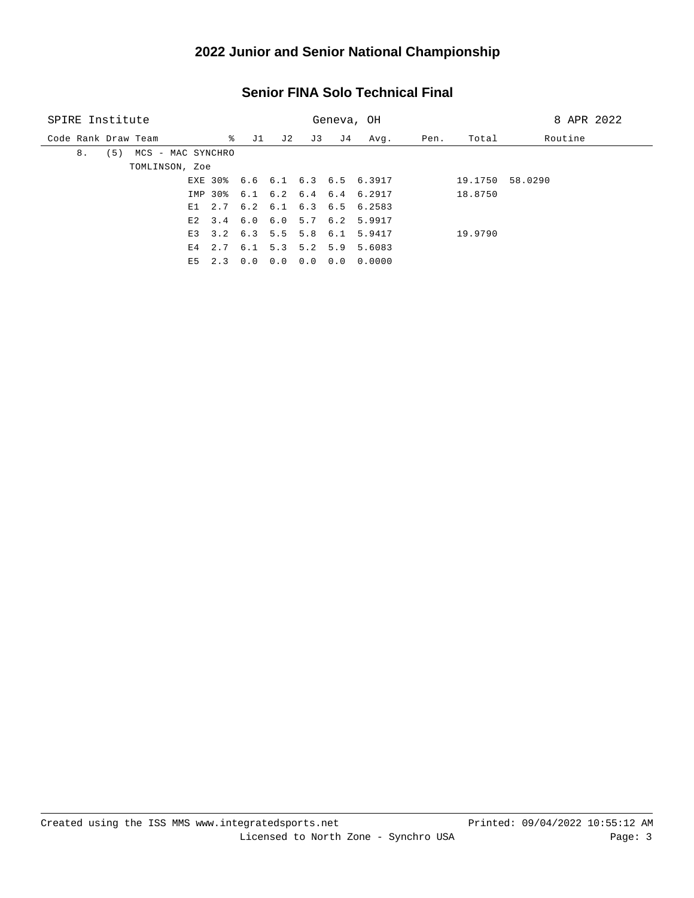## 2022 Junior and Senior National Championship

### Senior FINA Solo Technical Final

SPIRE Institute — Geneva, OH — 8 APR 2022

| Code | Rank | Draw | Team | % | J1 | J2 | J3 | J4 | Avg. | Pen. | Total | Routine |
|---|---|---|---|---|---|---|---|---|---|---|---|---|
| | 8. | (5) | MCS - MAC SYNCHRO | | | | | | | | | |
| | | | TOMLINSON, Zoe | | | | | | | | | |
| | | | | EXE 30% | 6.6 | 6.1 | 6.3 | 6.5 | 6.3917 | | 19.1750 | 58.0290 |
| | | | | IMP 30% | 6.1 | 6.2 | 6.4 | 6.4 | 6.2917 | | 18.8750 | |
| | | | | E1 2.7 | 6.2 | 6.1 | 6.3 | 6.5 | 6.2583 | | | |
| | | | | E2 3.4 | 6.0 | 6.0 | 5.7 | 6.2 | 5.9917 | | | |
| | | | | E3 3.2 | 6.3 | 5.5 | 5.8 | 6.1 | 5.9417 | | 19.9790 | |
| | | | | E4 2.7 | 6.1 | 5.3 | 5.2 | 5.9 | 5.6083 | | | |
| | | | | E5 2.3 | 0.0 | 0.0 | 0.0 | 0.0 | 0.0000 | | | |

Created using the ISS MMS www.integratedsports.net — Printed: 09/04/2022 10:55:12 AM

Licensed to North Zone - Synchro USA